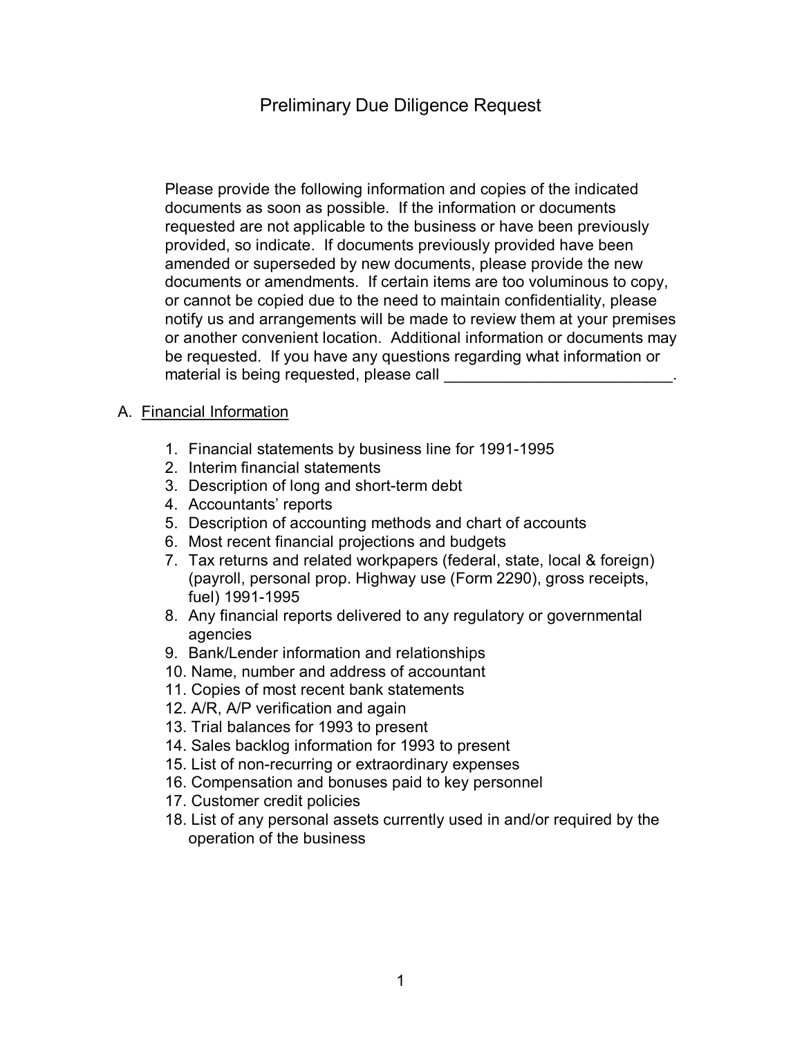# Preliminary Due Diligence Request

Please provide the following information and copies of the indicated documents as soon as possible. If the information or documents requested are not applicable to the business or have been previously provided, so indicate. If documents previously provided have been amended or superseded by new documents, please provide the new documents or amendments. If certain items are too voluminous to copy, or cannot be copied due to the need to maintain confidentiality, please notify us and arrangements will be made to review them at your premises or another convenient location. Additional information or documents may be requested. If you have any questions regarding what information or material is being requested, please call __________________________.

## A. Financial Information

1. Financial statements by business line for 1991-1995
2. Interim financial statements
3. Description of long and short-term debt
4. Accountants' reports
5. Description of accounting methods and chart of accounts
6. Most recent financial projections and budgets
7. Tax returns and related workpapers (federal, state, local & foreign) (payroll, personal prop. Highway use (Form 2290), gross receipts, fuel) 1991-1995
8. Any financial reports delivered to any regulatory or governmental agencies
9. Bank/Lender information and relationships
10. Name, number and address of accountant
11. Copies of most recent bank statements
12. A/R, A/P verification and again
13. Trial balances for 1993 to present
14. Sales backlog information for 1993 to present
15. List of non-recurring or extraordinary expenses
16. Compensation and bonuses paid to key personnel
17. Customer credit policies
18. List of any personal assets currently used in and/or required by the operation of the business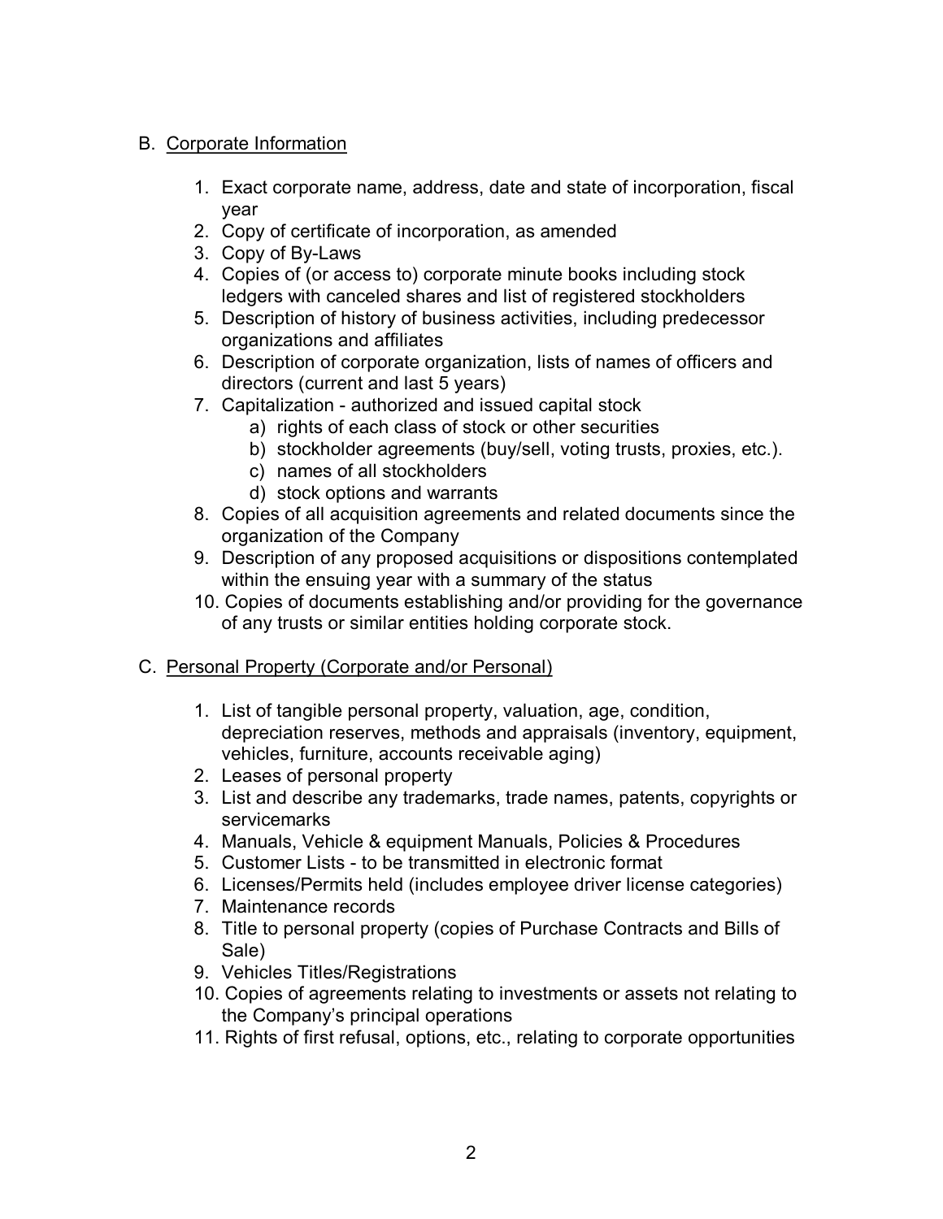B. Corporate Information

1. Exact corporate name, address, date and state of incorporation, fiscal year
2. Copy of certificate of incorporation, as amended
3. Copy of By-Laws
4. Copies of (or access to) corporate minute books including stock ledgers with canceled shares and list of registered stockholders
5. Description of history of business activities, including predecessor organizations and affiliates
6. Description of corporate organization, lists of names of officers and directors (current and last 5 years)
7. Capitalization - authorized and issued capital stock
    a) rights of each class of stock or other securities
    b) stockholder agreements (buy/sell, voting trusts, proxies, etc.).
    c) names of all stockholders
    d) stock options and warrants
8. Copies of all acquisition agreements and related documents since the organization of the Company
9. Description of any proposed acquisitions or dispositions contemplated within the ensuing year with a summary of the status
10. Copies of documents establishing and/or providing for the governance of any trusts or similar entities holding corporate stock.

C. Personal Property (Corporate and/or Personal)

1. List of tangible personal property, valuation, age, condition, depreciation reserves, methods and appraisals (inventory, equipment, vehicles, furniture, accounts receivable aging)
2. Leases of personal property
3. List and describe any trademarks, trade names, patents, copyrights or servicemarks
4. Manuals, Vehicle & equipment Manuals, Policies & Procedures
5. Customer Lists - to be transmitted in electronic format
6. Licenses/Permits held (includes employee driver license categories)
7. Maintenance records
8. Title to personal property (copies of Purchase Contracts and Bills of Sale)
9. Vehicles Titles/Registrations
10. Copies of agreements relating to investments or assets not relating to the Company's principal operations
11. Rights of first refusal, options, etc., relating to corporate opportunities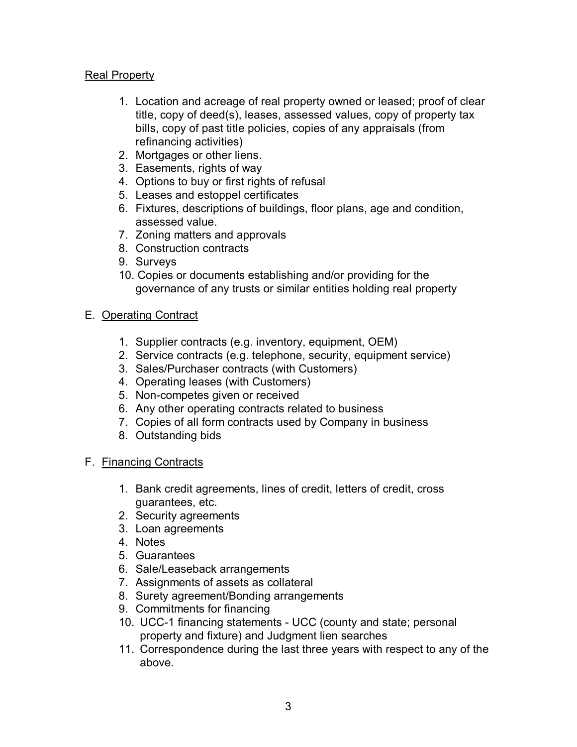Real Property

1. Location and acreage of real property owned or leased; proof of clear title, copy of deed(s), leases, assessed values, copy of property tax bills, copy of past title policies, copies of any appraisals (from refinancing activities)
2. Mortgages or other liens.
3. Easements, rights of way
4. Options to buy or first rights of refusal
5. Leases and estoppel certificates
6. Fixtures, descriptions of buildings, floor plans, age and condition, assessed value.
7. Zoning matters and approvals
8. Construction contracts
9. Surveys
10. Copies or documents establishing and/or providing for the governance of any trusts or similar entities holding real property

E. Operating Contract

1. Supplier contracts (e.g. inventory, equipment, OEM)
2. Service contracts (e.g. telephone, security, equipment service)
3. Sales/Purchaser contracts (with Customers)
4. Operating leases (with Customers)
5. Non-competes given or received
6. Any other operating contracts related to business
7. Copies of all form contracts used by Company in business
8. Outstanding bids

F. Financing Contracts

1. Bank credit agreements, lines of credit, letters of credit, cross guarantees, etc.
2. Security agreements
3. Loan agreements
4. Notes
5. Guarantees
6. Sale/Leaseback arrangements
7. Assignments of assets as collateral
8. Surety agreement/Bonding arrangements
9. Commitments for financing
10. UCC-1 financing statements - UCC (county and state; personal property and fixture) and Judgment lien searches
11. Correspondence during the last three years with respect to any of the above.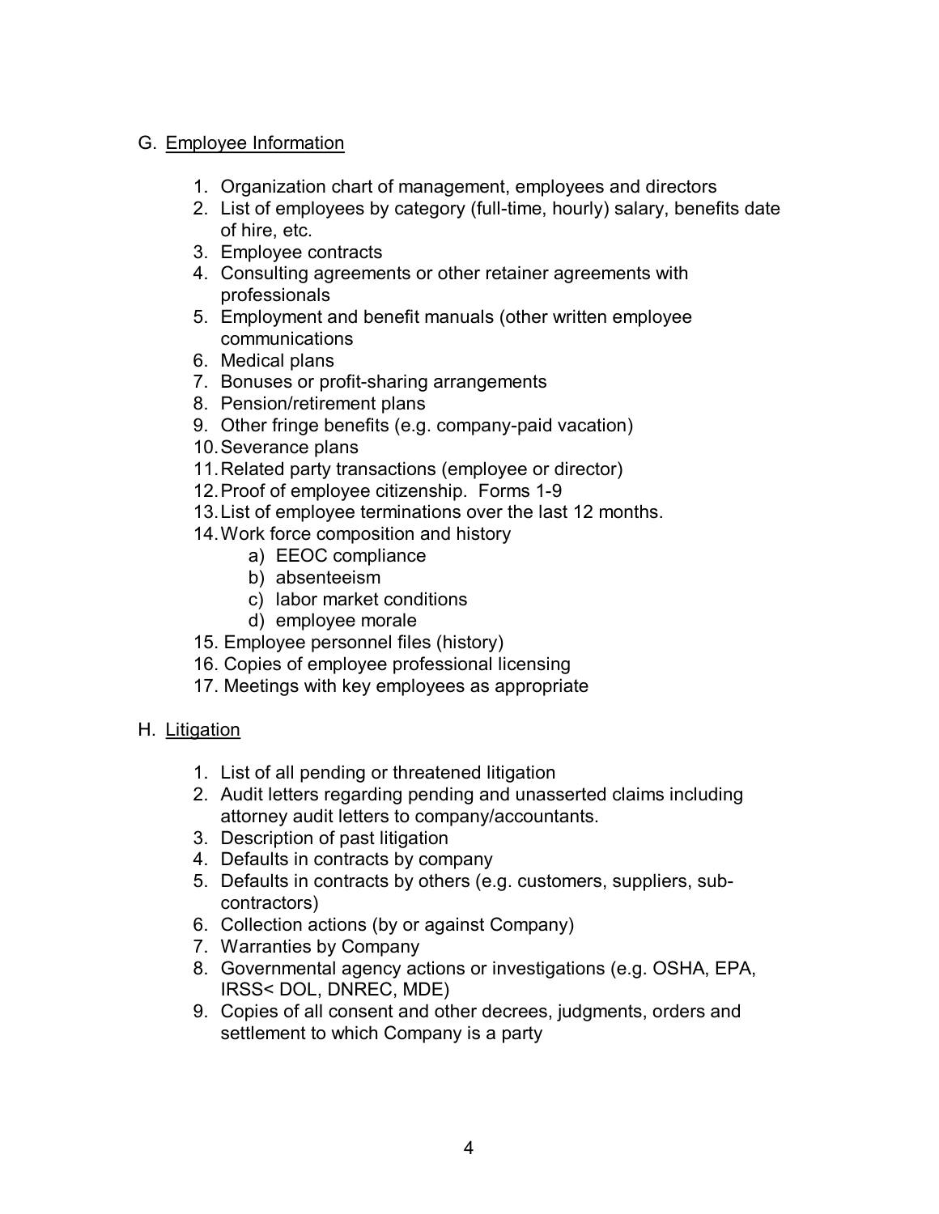G. <u>Employee Information</u>

1. Organization chart of management, employees and directors
2. List of employees by category (full-time, hourly) salary, benefits date of hire, etc.
3. Employee contracts
4. Consulting agreements or other retainer agreements with professionals
5. Employment and benefit manuals (other written employee communications
6. Medical plans
7. Bonuses or profit-sharing arrangements
8. Pension/retirement plans
9. Other fringe benefits (e.g. company-paid vacation)
10. Severance plans
11. Related party transactions (employee or director)
12. Proof of employee citizenship. Forms 1-9
13. List of employee terminations over the last 12 months.
14. Work force composition and history
    a) EEOC compliance
    b) absenteeism
    c) labor market conditions
    d) employee morale
15. Employee personnel files (history)
16. Copies of employee professional licensing
17. Meetings with key employees as appropriate

H. <u>Litigation</u>

1. List of all pending or threatened litigation
2. Audit letters regarding pending and unasserted claims including attorney audit letters to company/accountants.
3. Description of past litigation
4. Defaults in contracts by company
5. Defaults in contracts by others (e.g. customers, suppliers, sub-contractors)
6. Collection actions (by or against Company)
7. Warranties by Company
8. Governmental agency actions or investigations (e.g. OSHA, EPA, IRSS< DOL, DNREC, MDE)
9. Copies of all consent and other decrees, judgments, orders and settlement to which Company is a party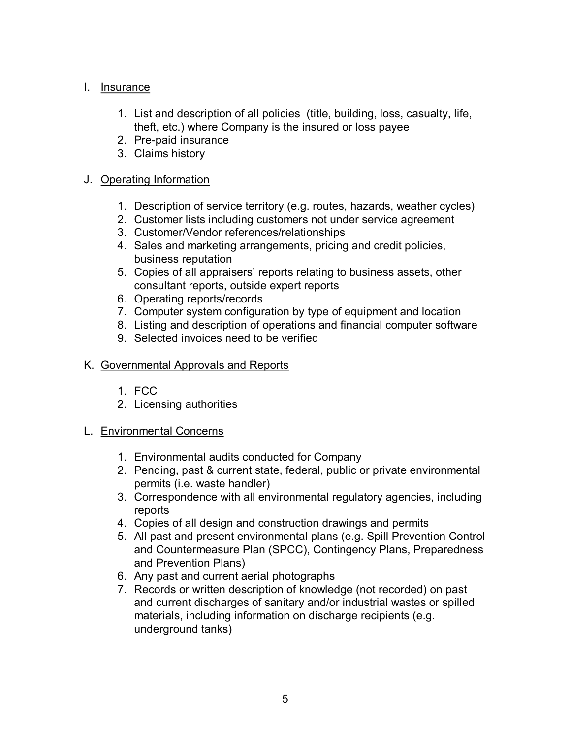I. Insurance

1. List and description of all policies (title, building, loss, casualty, life, theft, etc.) where Company is the insured or loss payee
2. Pre-paid insurance
3. Claims history

J. Operating Information

1. Description of service territory (e.g. routes, hazards, weather cycles)
2. Customer lists including customers not under service agreement
3. Customer/Vendor references/relationships
4. Sales and marketing arrangements, pricing and credit policies, business reputation
5. Copies of all appraisers' reports relating to business assets, other consultant reports, outside expert reports
6. Operating reports/records
7. Computer system configuration by type of equipment and location
8. Listing and description of operations and financial computer software
9. Selected invoices need to be verified

K. Governmental Approvals and Reports

1. FCC
2. Licensing authorities

L. Environmental Concerns

1. Environmental audits conducted for Company
2. Pending, past & current state, federal, public or private environmental permits (i.e. waste handler)
3. Correspondence with all environmental regulatory agencies, including reports
4. Copies of all design and construction drawings and permits
5. All past and present environmental plans (e.g. Spill Prevention Control and Countermeasure Plan (SPCC), Contingency Plans, Preparedness and Prevention Plans)
6. Any past and current aerial photographs
7. Records or written description of knowledge (not recorded) on past and current discharges of sanitary and/or industrial wastes or spilled materials, including information on discharge recipients (e.g. underground tanks)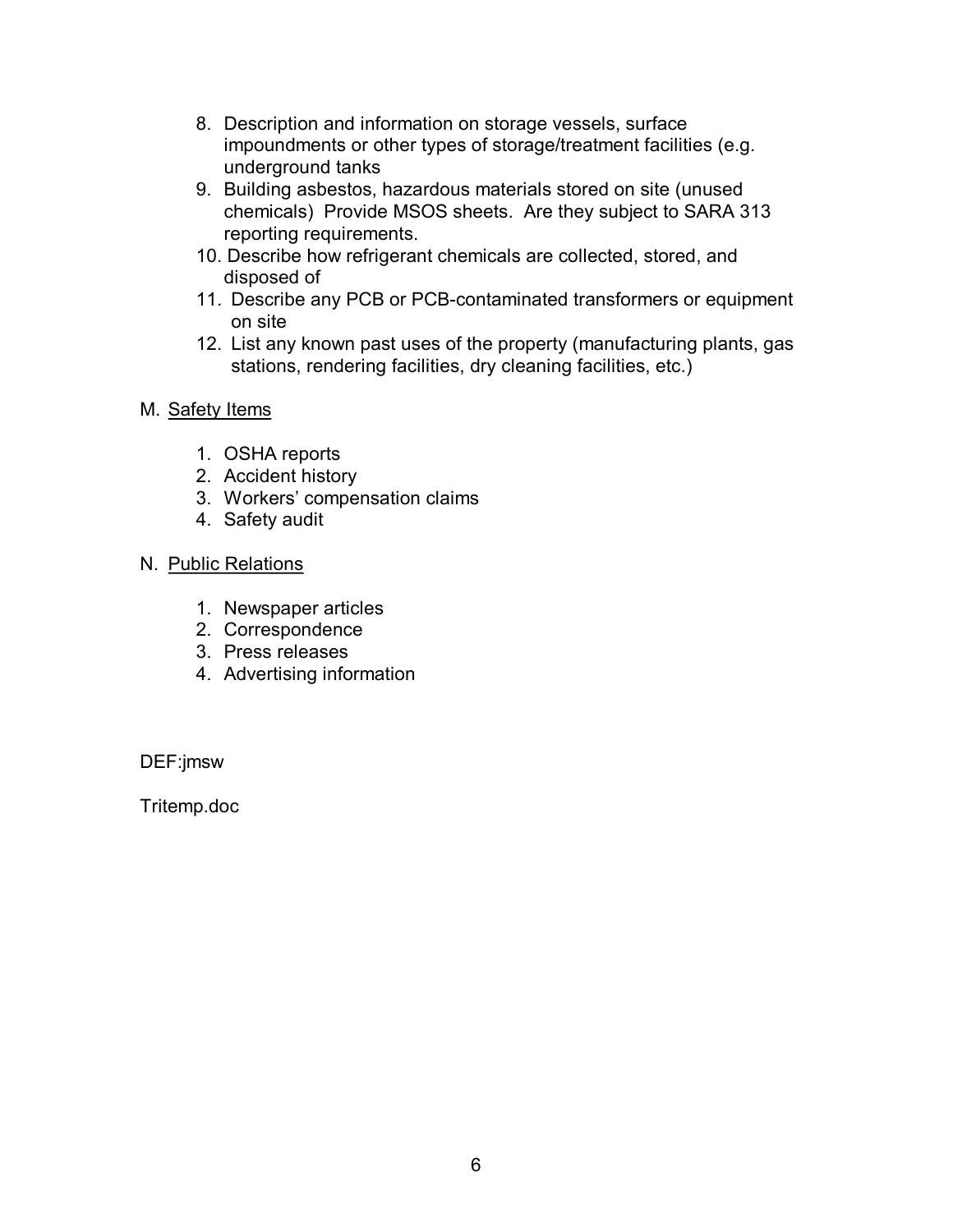8. Description and information on storage vessels, surface impoundments or other types of storage/treatment facilities (e.g. underground tanks
9. Building asbestos, hazardous materials stored on site (unused chemicals) Provide MSOS sheets. Are they subject to SARA 313 reporting requirements.
10. Describe how refrigerant chemicals are collected, stored, and disposed of
11. Describe any PCB or PCB-contaminated transformers or equipment on site
12. List any known past uses of the property (manufacturing plants, gas stations, rendering facilities, dry cleaning facilities, etc.)

M. <u>Safety Items</u>

1. OSHA reports
2. Accident history
3. Workers' compensation claims
4. Safety audit

N. <u>Public Relations</u>

1. Newspaper articles
2. Correspondence
3. Press releases
4. Advertising information

DEF:jmsw

Tritemp.doc